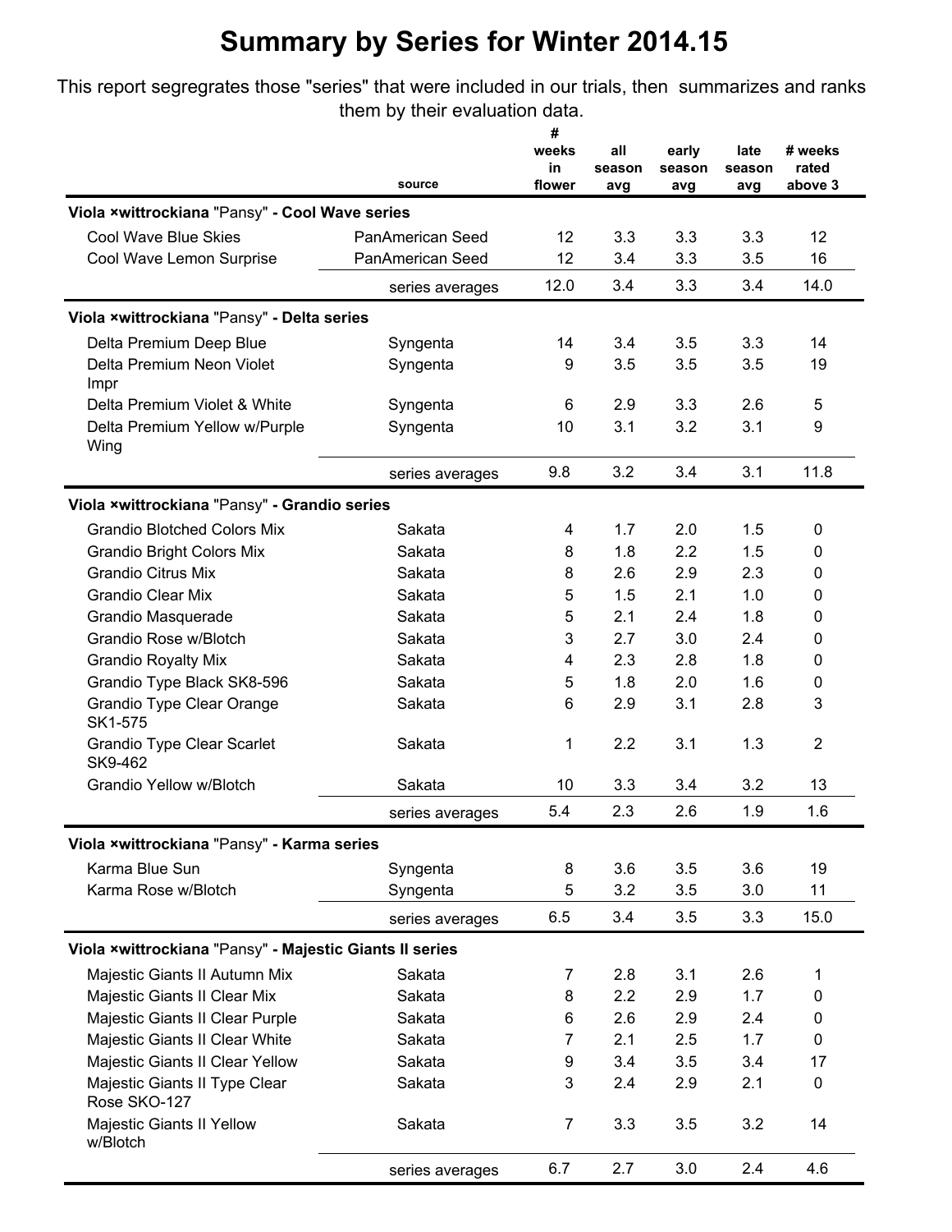# Summary by Series for Winter 2014.15

This report segregrates those "series" that were included in our trials, then summarizes and ranks them by their evaluation data.

| | source | # weeks in flower | all season avg | early season avg | late season avg | # weeks rated above 3 |
|---|---|---|---|---|---|---|
| **Viola ×wittrockiana** "Pansy" **- Cool Wave series** | | | | | | |
| Cool Wave Blue Skies | PanAmerican Seed | 12 | 3.3 | 3.3 | 3.3 | 12 |
| Cool Wave Lemon Surprise | PanAmerican Seed | 12 | 3.4 | 3.3 | 3.5 | 16 |
| | series averages | 12.0 | 3.4 | 3.3 | 3.4 | 14.0 |
| **Viola ×wittrockiana** "Pansy" **- Delta series** | | | | | | |
| Delta Premium Deep Blue | Syngenta | 14 | 3.4 | 3.5 | 3.3 | 14 |
| Delta Premium Neon Violet Impr | Syngenta | 9 | 3.5 | 3.5 | 3.5 | 19 |
| Delta Premium Violet & White | Syngenta | 6 | 2.9 | 3.3 | 2.6 | 5 |
| Delta Premium Yellow w/Purple Wing | Syngenta | 10 | 3.1 | 3.2 | 3.1 | 9 |
| | series averages | 9.8 | 3.2 | 3.4 | 3.1 | 11.8 |
| **Viola ×wittrockiana** "Pansy" **- Grandio series** | | | | | | |
| Grandio Blotched Colors Mix | Sakata | 4 | 1.7 | 2.0 | 1.5 | 0 |
| Grandio Bright Colors Mix | Sakata | 8 | 1.8 | 2.2 | 1.5 | 0 |
| Grandio Citrus Mix | Sakata | 8 | 2.6 | 2.9 | 2.3 | 0 |
| Grandio Clear Mix | Sakata | 5 | 1.5 | 2.1 | 1.0 | 0 |
| Grandio Masquerade | Sakata | 5 | 2.1 | 2.4 | 1.8 | 0 |
| Grandio Rose w/Blotch | Sakata | 3 | 2.7 | 3.0 | 2.4 | 0 |
| Grandio Royalty Mix | Sakata | 4 | 2.3 | 2.8 | 1.8 | 0 |
| Grandio Type Black SK8-596 | Sakata | 5 | 1.8 | 2.0 | 1.6 | 0 |
| Grandio Type Clear Orange SK1-575 | Sakata | 6 | 2.9 | 3.1 | 2.8 | 3 |
| Grandio Type Clear Scarlet SK9-462 | Sakata | 1 | 2.2 | 3.1 | 1.3 | 2 |
| Grandio Yellow w/Blotch | Sakata | 10 | 3.3 | 3.4 | 3.2 | 13 |
| | series averages | 5.4 | 2.3 | 2.6 | 1.9 | 1.6 |
| **Viola ×wittrockiana** "Pansy" **- Karma series** | | | | | | |
| Karma Blue Sun | Syngenta | 8 | 3.6 | 3.5 | 3.6 | 19 |
| Karma Rose w/Blotch | Syngenta | 5 | 3.2 | 3.5 | 3.0 | 11 |
| | series averages | 6.5 | 3.4 | 3.5 | 3.3 | 15.0 |
| **Viola ×wittrockiana** "Pansy" **- Majestic Giants II series** | | | | | | |
| Majestic Giants II Autumn Mix | Sakata | 7 | 2.8 | 3.1 | 2.6 | 1 |
| Majestic Giants II Clear Mix | Sakata | 8 | 2.2 | 2.9 | 1.7 | 0 |
| Majestic Giants II Clear Purple | Sakata | 6 | 2.6 | 2.9 | 2.4 | 0 |
| Majestic Giants II Clear White | Sakata | 7 | 2.1 | 2.5 | 1.7 | 0 |
| Majestic Giants II Clear Yellow | Sakata | 9 | 3.4 | 3.5 | 3.4 | 17 |
| Majestic Giants II Type Clear Rose SKO-127 | Sakata | 3 | 2.4 | 2.9 | 2.1 | 0 |
| Majestic Giants II Yellow w/Blotch | Sakata | 7 | 3.3 | 3.5 | 3.2 | 14 |
| | series averages | 6.7 | 2.7 | 3.0 | 2.4 | 4.6 |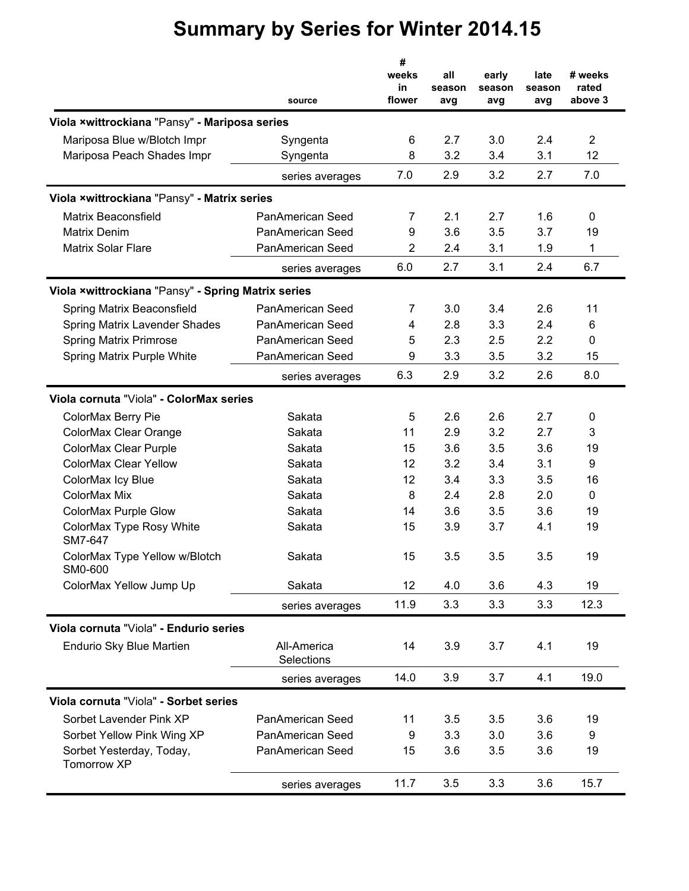# Summary by Series for Winter 2014.15

| | source | # weeks in flower | all season avg | early season avg | late season avg | # weeks rated above 3 |
|---|---|---|---|---|---|---|
| **Viola ×wittrockiana "Pansy" - Mariposa series** | | | | | | |
| Mariposa Blue w/Blotch Impr | Syngenta | 6 | 2.7 | 3.0 | 2.4 | 2 |
| Mariposa Peach Shades Impr | Syngenta | 8 | 3.2 | 3.4 | 3.1 | 12 |
| | series averages | 7.0 | 2.9 | 3.2 | 2.7 | 7.0 |
| **Viola ×wittrockiana "Pansy" - Matrix series** | | | | | | |
| Matrix Beaconsfield | PanAmerican Seed | 7 | 2.1 | 2.7 | 1.6 | 0 |
| Matrix Denim | PanAmerican Seed | 9 | 3.6 | 3.5 | 3.7 | 19 |
| Matrix Solar Flare | PanAmerican Seed | 2 | 2.4 | 3.1 | 1.9 | 1 |
| | series averages | 6.0 | 2.7 | 3.1 | 2.4 | 6.7 |
| **Viola ×wittrockiana "Pansy" - Spring Matrix series** | | | | | | |
| Spring Matrix Beaconsfield | PanAmerican Seed | 7 | 3.0 | 3.4 | 2.6 | 11 |
| Spring Matrix Lavender Shades | PanAmerican Seed | 4 | 2.8 | 3.3 | 2.4 | 6 |
| Spring Matrix Primrose | PanAmerican Seed | 5 | 2.3 | 2.5 | 2.2 | 0 |
| Spring Matrix Purple White | PanAmerican Seed | 9 | 3.3 | 3.5 | 3.2 | 15 |
| | series averages | 6.3 | 2.9 | 3.2 | 2.6 | 8.0 |
| **Viola cornuta "Viola" - ColorMax series** | | | | | | |
| ColorMax Berry Pie | Sakata | 5 | 2.6 | 2.6 | 2.7 | 0 |
| ColorMax Clear Orange | Sakata | 11 | 2.9 | 3.2 | 2.7 | 3 |
| ColorMax Clear Purple | Sakata | 15 | 3.6 | 3.5 | 3.6 | 19 |
| ColorMax Clear Yellow | Sakata | 12 | 3.2 | 3.4 | 3.1 | 9 |
| ColorMax Icy Blue | Sakata | 12 | 3.4 | 3.3 | 3.5 | 16 |
| ColorMax Mix | Sakata | 8 | 2.4 | 2.8 | 2.0 | 0 |
| ColorMax Purple Glow | Sakata | 14 | 3.6 | 3.5 | 3.6 | 19 |
| ColorMax Type Rosy White SM7-647 | Sakata | 15 | 3.9 | 3.7 | 4.1 | 19 |
| ColorMax Type Yellow w/Blotch SM0-600 | Sakata | 15 | 3.5 | 3.5 | 3.5 | 19 |
| ColorMax Yellow Jump Up | Sakata | 12 | 4.0 | 3.6 | 4.3 | 19 |
| | series averages | 11.9 | 3.3 | 3.3 | 3.3 | 12.3 |
| **Viola cornuta "Viola" - Endurio series** | | | | | | |
| Endurio Sky Blue Martien | All-America Selections | 14 | 3.9 | 3.7 | 4.1 | 19 |
| | series averages | 14.0 | 3.9 | 3.7 | 4.1 | 19.0 |
| **Viola cornuta "Viola" - Sorbet series** | | | | | | |
| Sorbet Lavender Pink XP | PanAmerican Seed | 11 | 3.5 | 3.5 | 3.6 | 19 |
| Sorbet Yellow Pink Wing XP | PanAmerican Seed | 9 | 3.3 | 3.0 | 3.6 | 9 |
| Sorbet Yesterday, Today, Tomorrow XP | PanAmerican Seed | 15 | 3.6 | 3.5 | 3.6 | 19 |
| | series averages | 11.7 | 3.5 | 3.3 | 3.6 | 15.7 |